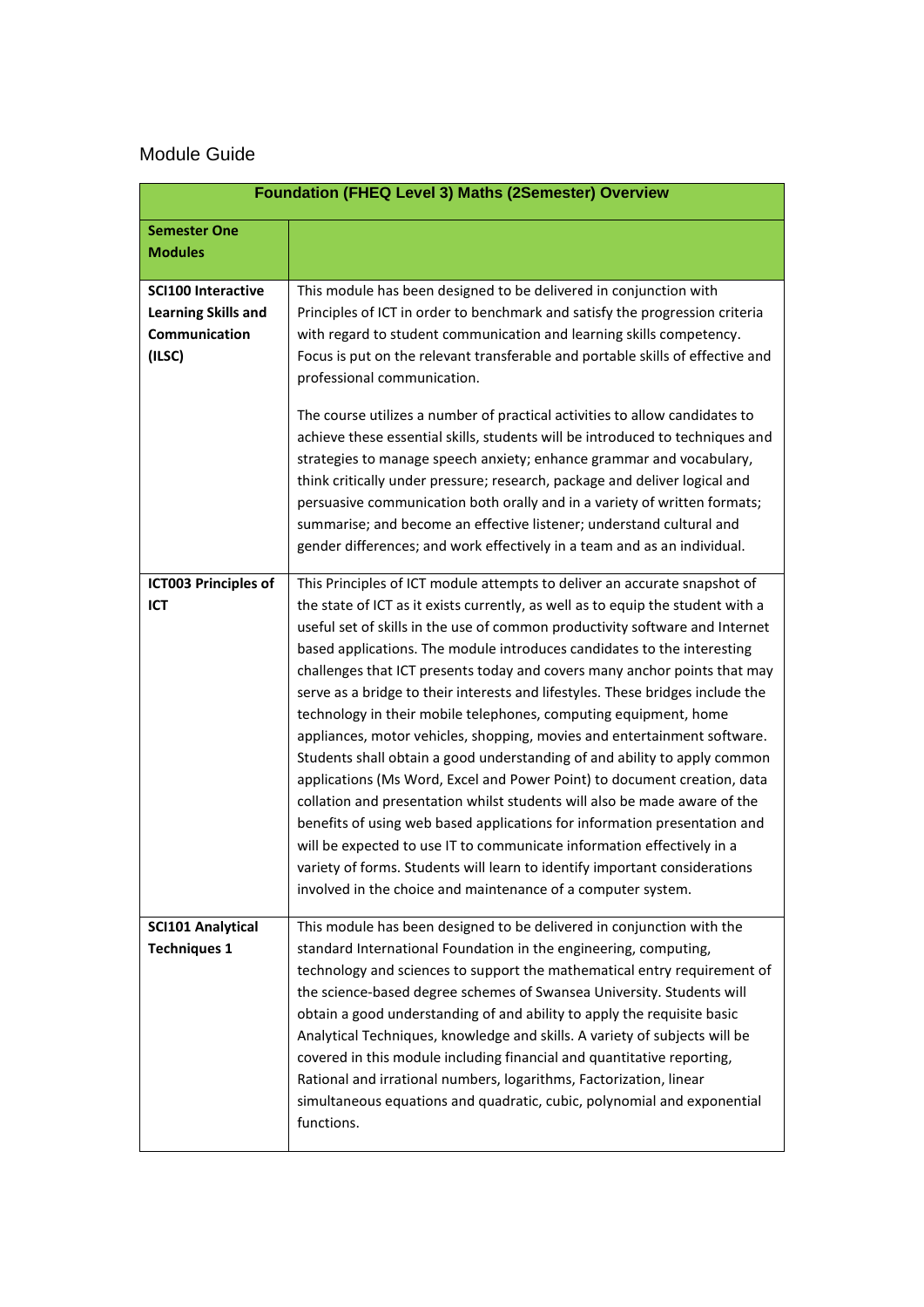# Module Guide

| Foundation (FHEQ Level 3) Maths (2Semester) Overview | |
|---|---|
| **Semester One Modules** | |
| **SCI100 Interactive Learning Skills and Communication (ILSC)** | This module has been designed to be delivered in conjunction with Principles of ICT in order to benchmark and satisfy the progression criteria with regard to student communication and learning skills competency. Focus is put on the relevant transferable and portable skills of effective and professional communication.<br><br>The course utilizes a number of practical activities to allow candidates to achieve these essential skills, students will be introduced to techniques and strategies to manage speech anxiety; enhance grammar and vocabulary, think critically under pressure; research, package and deliver logical and persuasive communication both orally and in a variety of written formats; summarise; and become an effective listener; understand cultural and gender differences; and work effectively in a team and as an individual. |
| **ICT003 Principles of ICT** | This Principles of ICT module attempts to deliver an accurate snapshot of the state of ICT as it exists currently, as well as to equip the student with a useful set of skills in the use of common productivity software and Internet based applications. The module introduces candidates to the interesting challenges that ICT presents today and covers many anchor points that may serve as a bridge to their interests and lifestyles. These bridges include the technology in their mobile telephones, computing equipment, home appliances, motor vehicles, shopping, movies and entertainment software. Students shall obtain a good understanding of and ability to apply common applications (Ms Word, Excel and Power Point) to document creation, data collation and presentation whilst students will also be made aware of the benefits of using web based applications for information presentation and will be expected to use IT to communicate information effectively in a variety of forms. Students will learn to identify important considerations involved in the choice and maintenance of a computer system. |
| **SCI101 Analytical Techniques 1** | This module has been designed to be delivered in conjunction with the standard International Foundation in the engineering, computing, technology and sciences to support the mathematical entry requirement of the science-based degree schemes of Swansea University. Students will obtain a good understanding of and ability to apply the requisite basic Analytical Techniques, knowledge and skills. A variety of subjects will be covered in this module including financial and quantitative reporting, Rational and irrational numbers, logarithms, Factorization, linear simultaneous equations and quadratic, cubic, polynomial and exponential functions. |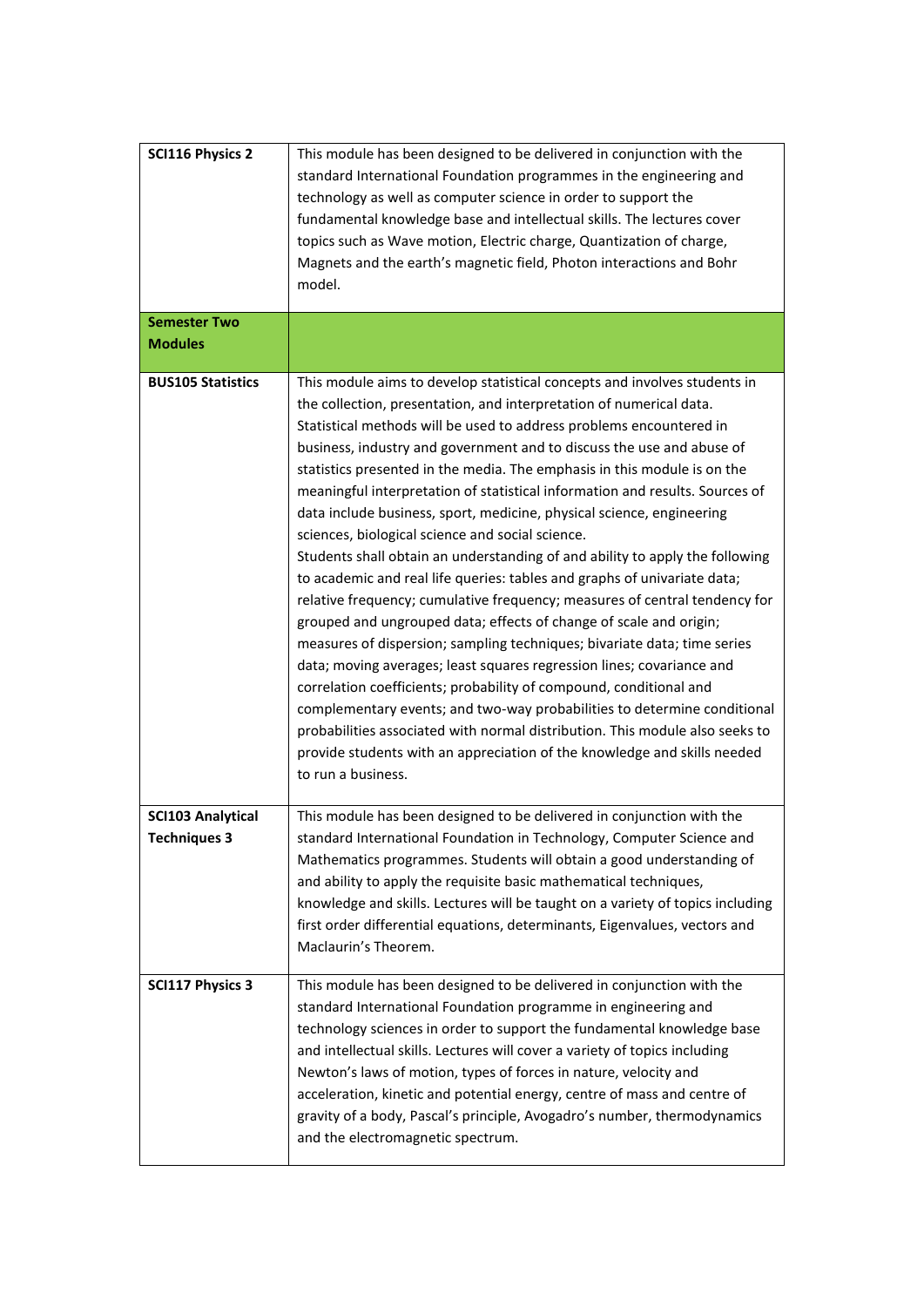| | |
|---|---|
| **SCI116 Physics 2** | This module has been designed to be delivered in conjunction with the standard International Foundation programmes in the engineering and technology as well as computer science in order to support the fundamental knowledge base and intellectual skills. The lectures cover topics such as Wave motion, Electric charge, Quantization of charge, Magnets and the earth's magnetic field, Photon interactions and Bohr model. |
| **Semester Two Modules** | |
| **BUS105 Statistics** | This module aims to develop statistical concepts and involves students in the collection, presentation, and interpretation of numerical data. Statistical methods will be used to address problems encountered in business, industry and government and to discuss the use and abuse of statistics presented in the media. The emphasis in this module is on the meaningful interpretation of statistical information and results. Sources of data include business, sport, medicine, physical science, engineering sciences, biological science and social science.<br>Students shall obtain an understanding of and ability to apply the following to academic and real life queries: tables and graphs of univariate data; relative frequency; cumulative frequency; measures of central tendency for grouped and ungrouped data; effects of change of scale and origin; measures of dispersion; sampling techniques; bivariate data; time series data; moving averages; least squares regression lines; covariance and correlation coefficients; probability of compound, conditional and complementary events; and two-way probabilities to determine conditional probabilities associated with normal distribution. This module also seeks to provide students with an appreciation of the knowledge and skills needed to run a business. |
| **SCI103 Analytical Techniques 3** | This module has been designed to be delivered in conjunction with the standard International Foundation in Technology, Computer Science and Mathematics programmes. Students will obtain a good understanding of and ability to apply the requisite basic mathematical techniques, knowledge and skills. Lectures will be taught on a variety of topics including first order differential equations, determinants, Eigenvalues, vectors and Maclaurin's Theorem. |
| **SCI117 Physics 3** | This module has been designed to be delivered in conjunction with the standard International Foundation programme in engineering and technology sciences in order to support the fundamental knowledge base and intellectual skills. Lectures will cover a variety of topics including Newton's laws of motion, types of forces in nature, velocity and acceleration, kinetic and potential energy, centre of mass and centre of gravity of a body, Pascal's principle, Avogadro's number, thermodynamics and the electromagnetic spectrum. |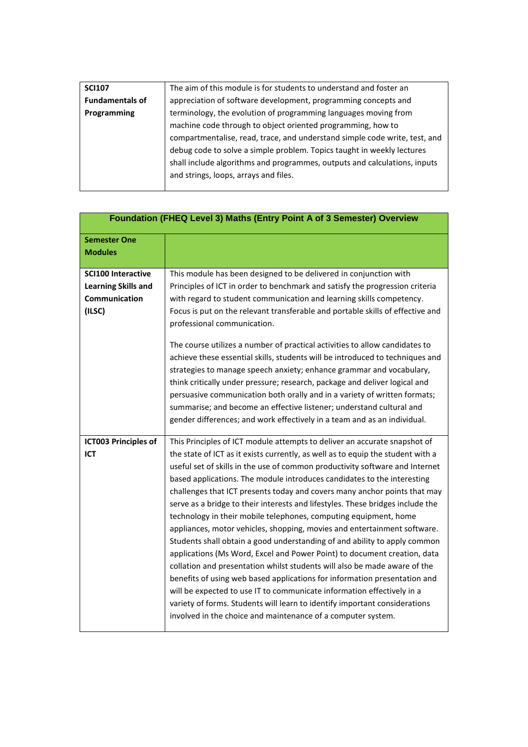| **SCI107 Fundamentals of Programming** | The aim of this module is for students to understand and foster an appreciation of software development, programming concepts and terminology, the evolution of programming languages moving from machine code through to object oriented programming, how to compartmentalise, read, trace, and understand simple code write, test, and debug code to solve a simple problem. Topics taught in weekly lectures shall include algorithms and programmes, outputs and calculations, inputs and strings, loops, arrays and files. |
|---|---|

| **Foundation (FHEQ Level 3) Maths (Entry Point A of 3 Semester) Overview** | |
|---|---|
| **Semester One Modules** | |
| **SCI100 Interactive Learning Skills and Communication (ILSC)** | This module has been designed to be delivered in conjunction with Principles of ICT in order to benchmark and satisfy the progression criteria with regard to student communication and learning skills competency. Focus is put on the relevant transferable and portable skills of effective and professional communication.<br><br>The course utilizes a number of practical activities to allow candidates to achieve these essential skills, students will be introduced to techniques and strategies to manage speech anxiety; enhance grammar and vocabulary, think critically under pressure; research, package and deliver logical and persuasive communication both orally and in a variety of written formats; summarise; and become an effective listener; understand cultural and gender differences; and work effectively in a team and as an individual. |
| **ICT003 Principles of ICT** | This Principles of ICT module attempts to deliver an accurate snapshot of the state of ICT as it exists currently, as well as to equip the student with a useful set of skills in the use of common productivity software and Internet based applications. The module introduces candidates to the interesting challenges that ICT presents today and covers many anchor points that may serve as a bridge to their interests and lifestyles. These bridges include the technology in their mobile telephones, computing equipment, home appliances, motor vehicles, shopping, movies and entertainment software. Students shall obtain a good understanding of and ability to apply common applications (Ms Word, Excel and Power Point) to document creation, data collation and presentation whilst students will also be made aware of the benefits of using web based applications for information presentation and will be expected to use IT to communicate information effectively in a variety of forms. Students will learn to identify important considerations involved in the choice and maintenance of a computer system. |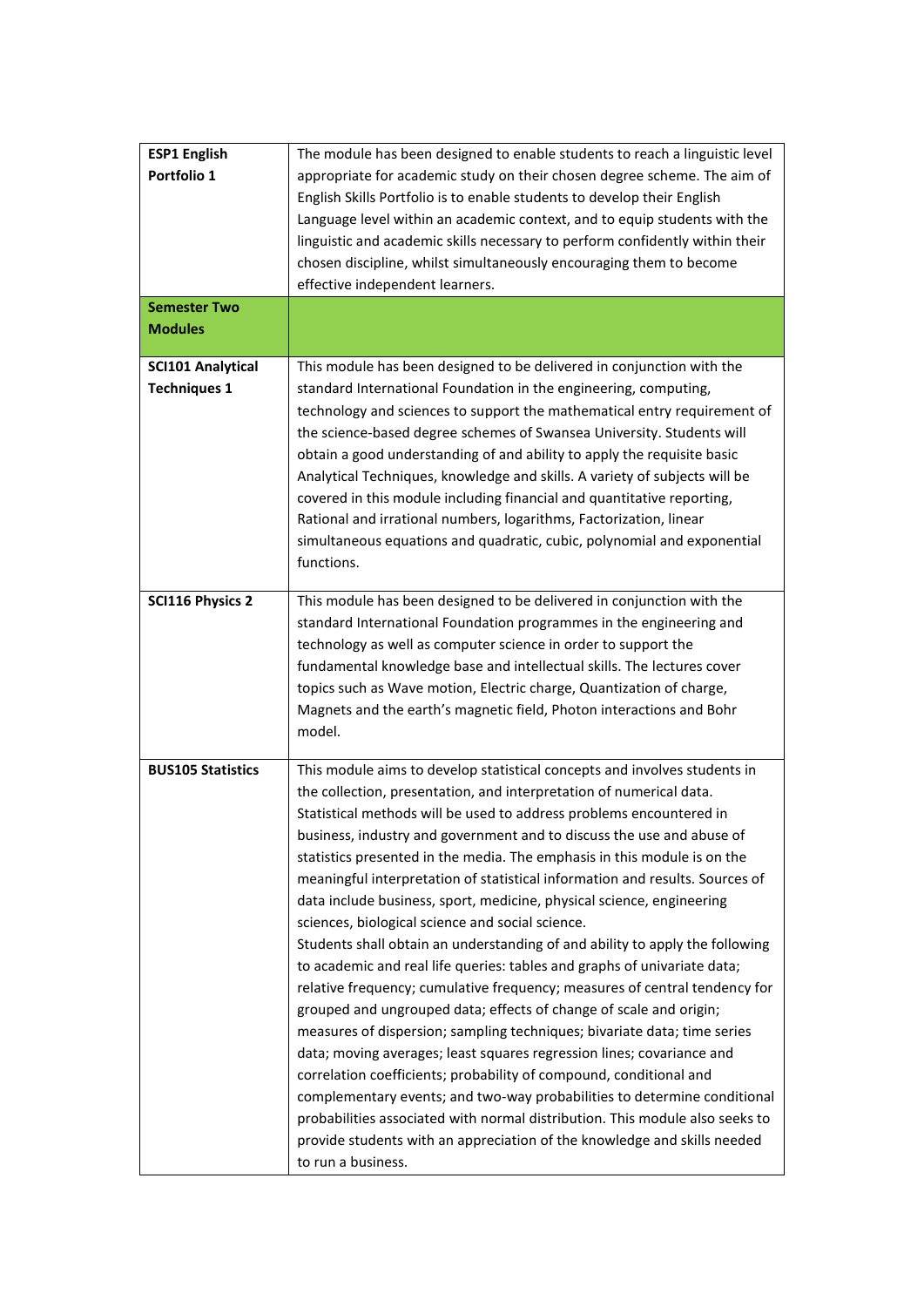| | |
|---|---|
| **ESP1 English Portfolio 1** | The module has been designed to enable students to reach a linguistic level appropriate for academic study on their chosen degree scheme. The aim of English Skills Portfolio is to enable students to develop their English Language level within an academic context, and to equip students with the linguistic and academic skills necessary to perform confidently within their chosen discipline, whilst simultaneously encouraging them to become effective independent learners. |
| **Semester Two Modules** | |
| **SCI101 Analytical Techniques 1** | This module has been designed to be delivered in conjunction with the standard International Foundation in the engineering, computing, technology and sciences to support the mathematical entry requirement of the science-based degree schemes of Swansea University. Students will obtain a good understanding of and ability to apply the requisite basic Analytical Techniques, knowledge and skills. A variety of subjects will be covered in this module including financial and quantitative reporting, Rational and irrational numbers, logarithms, Factorization, linear simultaneous equations and quadratic, cubic, polynomial and exponential functions. |
| **SCI116 Physics 2** | This module has been designed to be delivered in conjunction with the standard International Foundation programmes in the engineering and technology as well as computer science in order to support the fundamental knowledge base and intellectual skills. The lectures cover topics such as Wave motion, Electric charge, Quantization of charge, Magnets and the earth's magnetic field, Photon interactions and Bohr model. |
| **BUS105 Statistics** | This module aims to develop statistical concepts and involves students in the collection, presentation, and interpretation of numerical data. Statistical methods will be used to address problems encountered in business, industry and government and to discuss the use and abuse of statistics presented in the media. The emphasis in this module is on the meaningful interpretation of statistical information and results. Sources of data include business, sport, medicine, physical science, engineering sciences, biological science and social science.<br>Students shall obtain an understanding of and ability to apply the following to academic and real life queries: tables and graphs of univariate data; relative frequency; cumulative frequency; measures of central tendency for grouped and ungrouped data; effects of change of scale and origin; measures of dispersion; sampling techniques; bivariate data; time series data; moving averages; least squares regression lines; covariance and correlation coefficients; probability of compound, conditional and complementary events; and two-way probabilities to determine conditional probabilities associated with normal distribution. This module also seeks to provide students with an appreciation of the knowledge and skills needed to run a business. |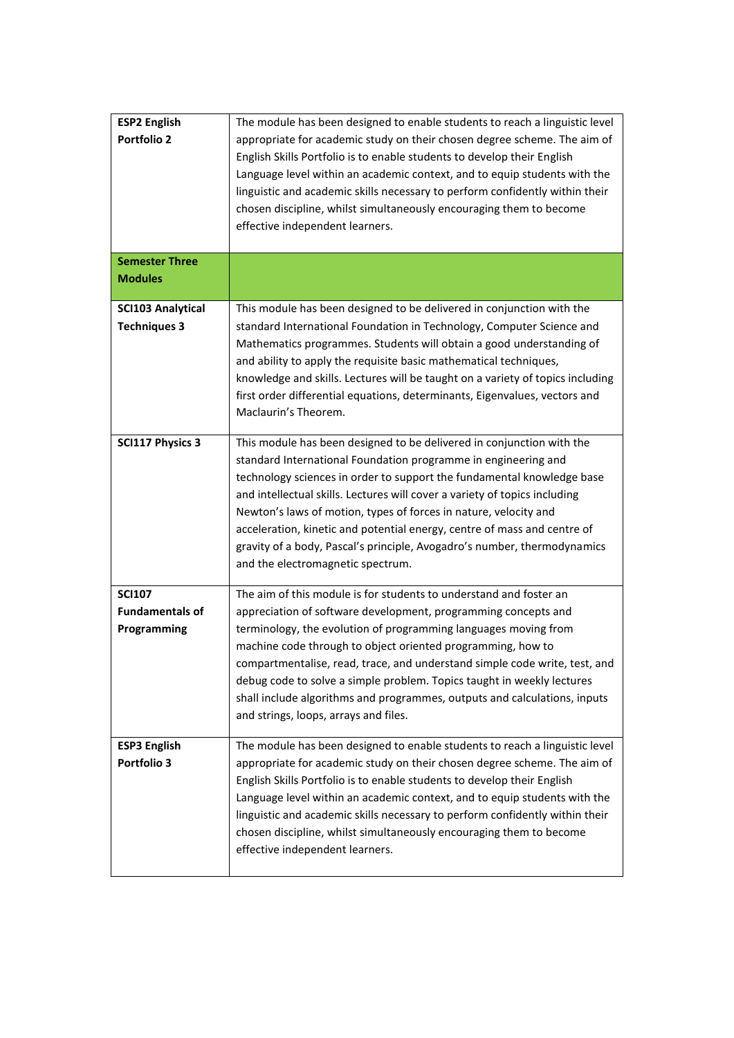| **ESP2 English Portfolio 2** | The module has been designed to enable students to reach a linguistic level appropriate for academic study on their chosen degree scheme. The aim of English Skills Portfolio is to enable students to develop their English Language level within an academic context, and to equip students with the linguistic and academic skills necessary to perform confidently within their chosen discipline, whilst simultaneously encouraging them to become effective independent learners. |
|---|---|
| **Semester Three Modules** | |
| **SCI103 Analytical Techniques 3** | This module has been designed to be delivered in conjunction with the standard International Foundation in Technology, Computer Science and Mathematics programmes. Students will obtain a good understanding of and ability to apply the requisite basic mathematical techniques, knowledge and skills. Lectures will be taught on a variety of topics including first order differential equations, determinants, Eigenvalues, vectors and Maclaurin's Theorem. |
| **SCI117 Physics 3** | This module has been designed to be delivered in conjunction with the standard International Foundation programme in engineering and technology sciences in order to support the fundamental knowledge base and intellectual skills. Lectures will cover a variety of topics including Newton's laws of motion, types of forces in nature, velocity and acceleration, kinetic and potential energy, centre of mass and centre of gravity of a body, Pascal's principle, Avogadro's number, thermodynamics and the electromagnetic spectrum. |
| **SCI107 Fundamentals of Programming** | The aim of this module is for students to understand and foster an appreciation of software development, programming concepts and terminology, the evolution of programming languages moving from machine code through to object oriented programming, how to compartmentalise, read, trace, and understand simple code write, test, and debug code to solve a simple problem. Topics taught in weekly lectures shall include algorithms and programmes, outputs and calculations, inputs and strings, loops, arrays and files. |
| **ESP3 English Portfolio 3** | The module has been designed to enable students to reach a linguistic level appropriate for academic study on their chosen degree scheme. The aim of English Skills Portfolio is to enable students to develop their English Language level within an academic context, and to equip students with the linguistic and academic skills necessary to perform confidently within their chosen discipline, whilst simultaneously encouraging them to become effective independent learners. |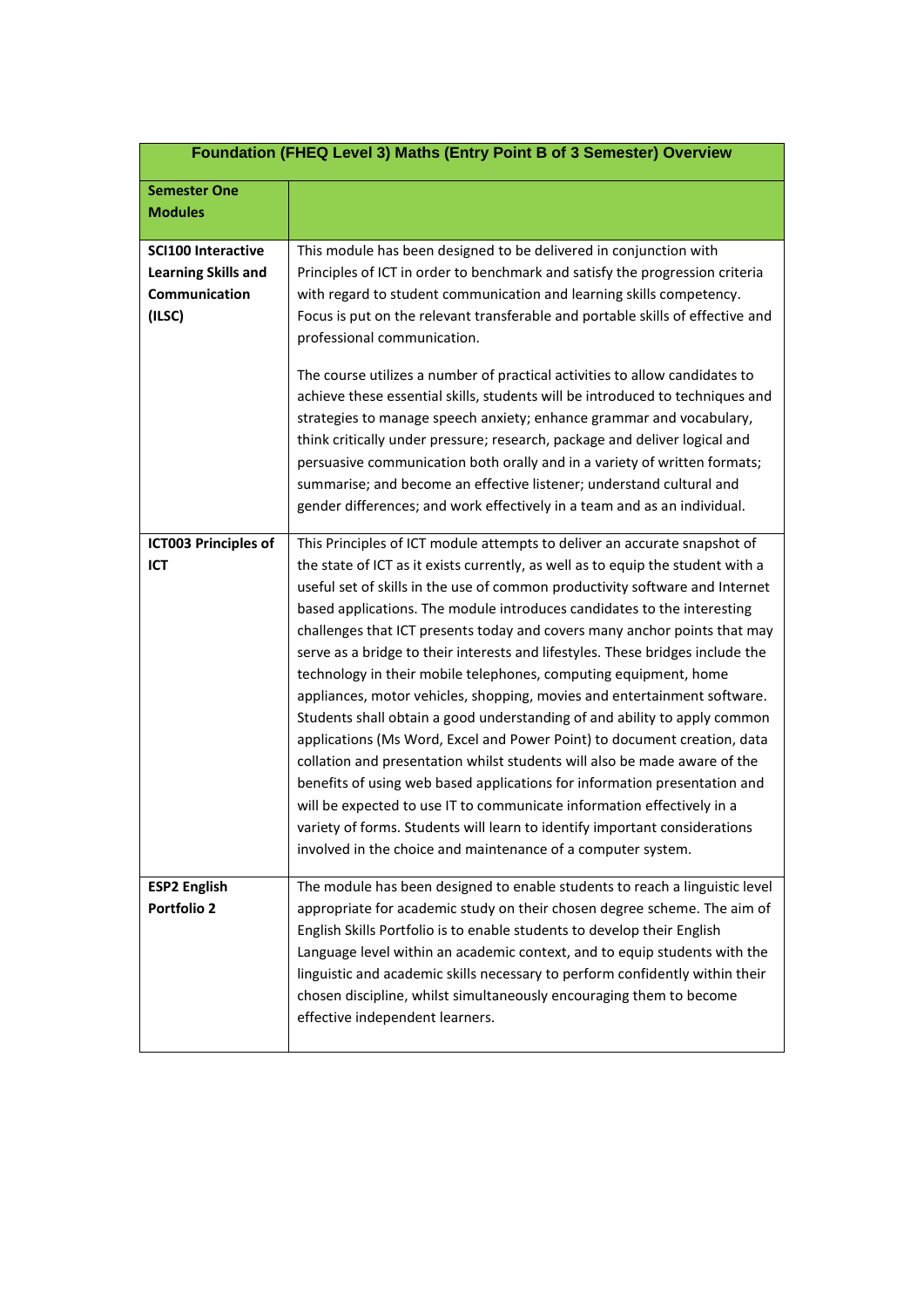| Foundation (FHEQ Level 3) Maths (Entry Point B of 3 Semester) Overview | |
|---|---|
| **Semester One Modules** | |
| **SCI100 Interactive Learning Skills and Communication (ILSC)** | This module has been designed to be delivered in conjunction with Principles of ICT in order to benchmark and satisfy the progression criteria with regard to student communication and learning skills competency. Focus is put on the relevant transferable and portable skills of effective and professional communication.<br><br>The course utilizes a number of practical activities to allow candidates to achieve these essential skills, students will be introduced to techniques and strategies to manage speech anxiety; enhance grammar and vocabulary, think critically under pressure; research, package and deliver logical and persuasive communication both orally and in a variety of written formats; summarise; and become an effective listener; understand cultural and gender differences; and work effectively in a team and as an individual. |
| **ICT003 Principles of ICT** | This Principles of ICT module attempts to deliver an accurate snapshot of the state of ICT as it exists currently, as well as to equip the student with a useful set of skills in the use of common productivity software and Internet based applications. The module introduces candidates to the interesting challenges that ICT presents today and covers many anchor points that may serve as a bridge to their interests and lifestyles. These bridges include the technology in their mobile telephones, computing equipment, home appliances, motor vehicles, shopping, movies and entertainment software. Students shall obtain a good understanding of and ability to apply common applications (Ms Word, Excel and Power Point) to document creation, data collation and presentation whilst students will also be made aware of the benefits of using web based applications for information presentation and will be expected to use IT to communicate information effectively in a variety of forms. Students will learn to identify important considerations involved in the choice and maintenance of a computer system. |
| **ESP2 English Portfolio 2** | The module has been designed to enable students to reach a linguistic level appropriate for academic study on their chosen degree scheme. The aim of English Skills Portfolio is to enable students to develop their English Language level within an academic context, and to equip students with the linguistic and academic skills necessary to perform confidently within their chosen discipline, whilst simultaneously encouraging them to become effective independent learners. |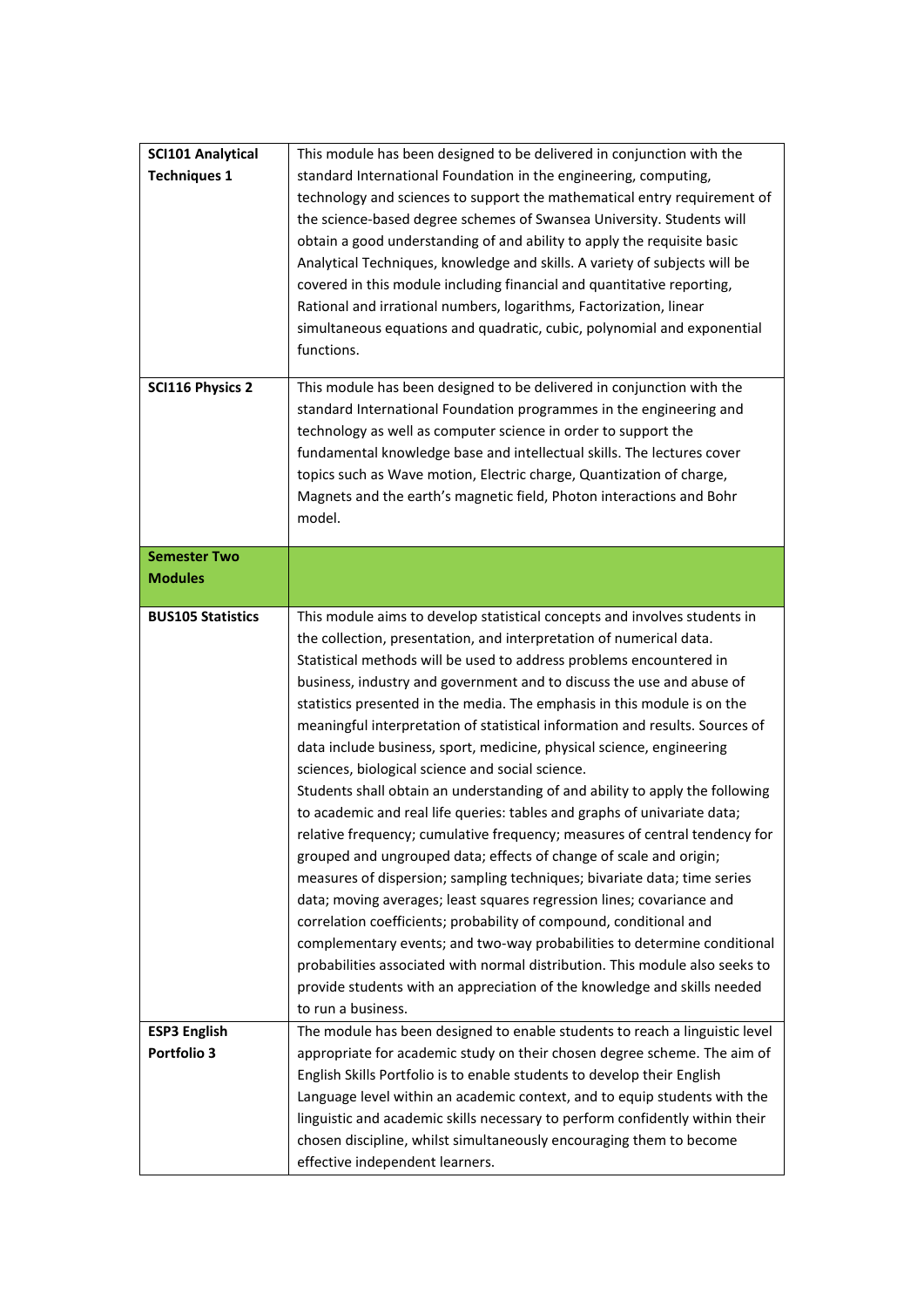| | |
|---|---|
| **SCI101 Analytical Techniques 1** | This module has been designed to be delivered in conjunction with the standard International Foundation in the engineering, computing, technology and sciences to support the mathematical entry requirement of the science-based degree schemes of Swansea University. Students will obtain a good understanding of and ability to apply the requisite basic Analytical Techniques, knowledge and skills. A variety of subjects will be covered in this module including financial and quantitative reporting, Rational and irrational numbers, logarithms, Factorization, linear simultaneous equations and quadratic, cubic, polynomial and exponential functions. |
| **SCI116 Physics 2** | This module has been designed to be delivered in conjunction with the standard International Foundation programmes in the engineering and technology as well as computer science in order to support the fundamental knowledge base and intellectual skills. The lectures cover topics such as Wave motion, Electric charge, Quantization of charge, Magnets and the earth's magnetic field, Photon interactions and Bohr model. |
| **Semester Two Modules** | |
| **BUS105 Statistics** | This module aims to develop statistical concepts and involves students in the collection, presentation, and interpretation of numerical data. Statistical methods will be used to address problems encountered in business, industry and government and to discuss the use and abuse of statistics presented in the media. The emphasis in this module is on the meaningful interpretation of statistical information and results. Sources of data include business, sport, medicine, physical science, engineering sciences, biological science and social science.<br>Students shall obtain an understanding of and ability to apply the following to academic and real life queries: tables and graphs of univariate data; relative frequency; cumulative frequency; measures of central tendency for grouped and ungrouped data; effects of change of scale and origin; measures of dispersion; sampling techniques; bivariate data; time series data; moving averages; least squares regression lines; covariance and correlation coefficients; probability of compound, conditional and complementary events; and two-way probabilities to determine conditional probabilities associated with normal distribution. This module also seeks to provide students with an appreciation of the knowledge and skills needed to run a business. |
| **ESP3 English Portfolio 3** | The module has been designed to enable students to reach a linguistic level appropriate for academic study on their chosen degree scheme. The aim of English Skills Portfolio is to enable students to develop their English Language level within an academic context, and to equip students with the linguistic and academic skills necessary to perform confidently within their chosen discipline, whilst simultaneously encouraging them to become effective independent learners. |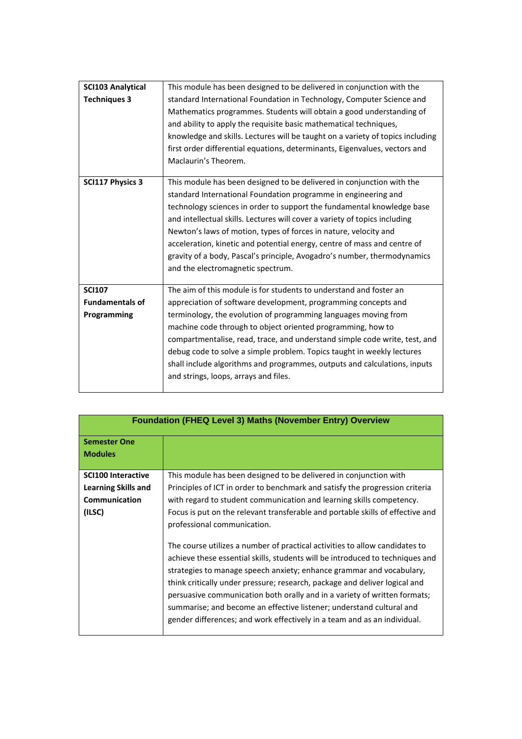| | |
|---|---|
| **SCI103 Analytical Techniques 3** | This module has been designed to be delivered in conjunction with the standard International Foundation in Technology, Computer Science and Mathematics programmes. Students will obtain a good understanding of and ability to apply the requisite basic mathematical techniques, knowledge and skills. Lectures will be taught on a variety of topics including first order differential equations, determinants, Eigenvalues, vectors and Maclaurin's Theorem. |
| **SCI117 Physics 3** | This module has been designed to be delivered in conjunction with the standard International Foundation programme in engineering and technology sciences in order to support the fundamental knowledge base and intellectual skills. Lectures will cover a variety of topics including Newton's laws of motion, types of forces in nature, velocity and acceleration, kinetic and potential energy, centre of mass and centre of gravity of a body, Pascal's principle, Avogadro's number, thermodynamics and the electromagnetic spectrum. |
| **SCI107 Fundamentals of Programming** | The aim of this module is for students to understand and foster an appreciation of software development, programming concepts and terminology, the evolution of programming languages moving from machine code through to object oriented programming, how to compartmentalise, read, trace, and understand simple code write, test, and debug code to solve a simple problem. Topics taught in weekly lectures shall include algorithms and programmes, outputs and calculations, inputs and strings, loops, arrays and files. |

| **Foundation (FHEQ Level 3) Maths (November Entry) Overview** | |
|---|---|
| **Semester One Modules** | |
| **SCI100 Interactive Learning Skills and Communication (ILSC)** | This module has been designed to be delivered in conjunction with Principles of ICT in order to benchmark and satisfy the progression criteria with regard to student communication and learning skills competency. Focus is put on the relevant transferable and portable skills of effective and professional communication.<br><br>The course utilizes a number of practical activities to allow candidates to achieve these essential skills, students will be introduced to techniques and strategies to manage speech anxiety; enhance grammar and vocabulary, think critically under pressure; research, package and deliver logical and persuasive communication both orally and in a variety of written formats; summarise; and become an effective listener; understand cultural and gender differences; and work effectively in a team and as an individual. |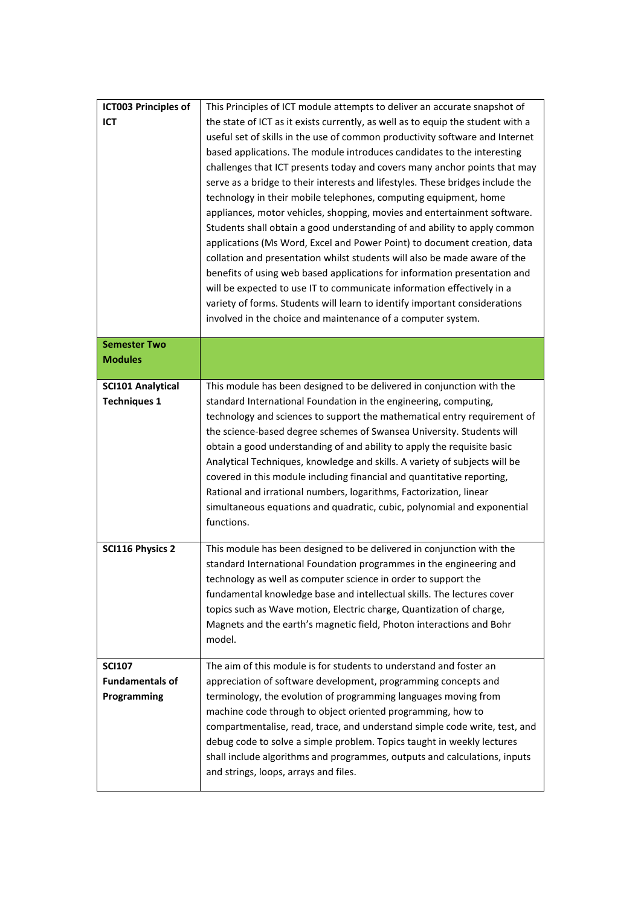| | |
|---|---|
| **ICT003 Principles of ICT** | This Principles of ICT module attempts to deliver an accurate snapshot of the state of ICT as it exists currently, as well as to equip the student with a useful set of skills in the use of common productivity software and Internet based applications. The module introduces candidates to the interesting challenges that ICT presents today and covers many anchor points that may serve as a bridge to their interests and lifestyles. These bridges include the technology in their mobile telephones, computing equipment, home appliances, motor vehicles, shopping, movies and entertainment software. Students shall obtain a good understanding of and ability to apply common applications (Ms Word, Excel and Power Point) to document creation, data collation and presentation whilst students will also be made aware of the benefits of using web based applications for information presentation and will be expected to use IT to communicate information effectively in a variety of forms. Students will learn to identify important considerations involved in the choice and maintenance of a computer system. |
| **Semester Two Modules** | |
| **SCI101 Analytical Techniques 1** | This module has been designed to be delivered in conjunction with the standard International Foundation in the engineering, computing, technology and sciences to support the mathematical entry requirement of the science-based degree schemes of Swansea University. Students will obtain a good understanding of and ability to apply the requisite basic Analytical Techniques, knowledge and skills. A variety of subjects will be covered in this module including financial and quantitative reporting, Rational and irrational numbers, logarithms, Factorization, linear simultaneous equations and quadratic, cubic, polynomial and exponential functions. |
| **SCI116 Physics 2** | This module has been designed to be delivered in conjunction with the standard International Foundation programmes in the engineering and technology as well as computer science in order to support the fundamental knowledge base and intellectual skills. The lectures cover topics such as Wave motion, Electric charge, Quantization of charge, Magnets and the earth's magnetic field, Photon interactions and Bohr model. |
| **SCI107 Fundamentals of Programming** | The aim of this module is for students to understand and foster an appreciation of software development, programming concepts and terminology, the evolution of programming languages moving from machine code through to object oriented programming, how to compartmentalise, read, trace, and understand simple code write, test, and debug code to solve a simple problem. Topics taught in weekly lectures shall include algorithms and programmes, outputs and calculations, inputs and strings, loops, arrays and files. |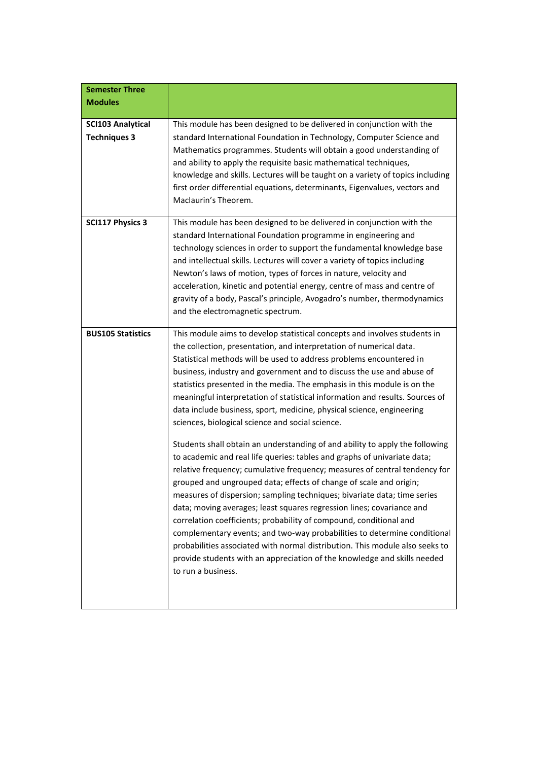| **Semester Three Modules** | |
|---|---|
| **SCI103 Analytical Techniques 3** | This module has been designed to be delivered in conjunction with the standard International Foundation in Technology, Computer Science and Mathematics programmes. Students will obtain a good understanding of and ability to apply the requisite basic mathematical techniques, knowledge and skills. Lectures will be taught on a variety of topics including first order differential equations, determinants, Eigenvalues, vectors and Maclaurin's Theorem. |
| **SCI117 Physics 3** | This module has been designed to be delivered in conjunction with the standard International Foundation programme in engineering and technology sciences in order to support the fundamental knowledge base and intellectual skills. Lectures will cover a variety of topics including Newton's laws of motion, types of forces in nature, velocity and acceleration, kinetic and potential energy, centre of mass and centre of gravity of a body, Pascal's principle, Avogadro's number, thermodynamics and the electromagnetic spectrum. |
| **BUS105 Statistics** | This module aims to develop statistical concepts and involves students in the collection, presentation, and interpretation of numerical data. Statistical methods will be used to address problems encountered in business, industry and government and to discuss the use and abuse of statistics presented in the media. The emphasis in this module is on the meaningful interpretation of statistical information and results. Sources of data include business, sport, medicine, physical science, engineering sciences, biological science and social science.<br><br>Students shall obtain an understanding of and ability to apply the following to academic and real life queries: tables and graphs of univariate data; relative frequency; cumulative frequency; measures of central tendency for grouped and ungrouped data; effects of change of scale and origin; measures of dispersion; sampling techniques; bivariate data; time series data; moving averages; least squares regression lines; covariance and correlation coefficients; probability of compound, conditional and complementary events; and two-way probabilities to determine conditional probabilities associated with normal distribution. This module also seeks to provide students with an appreciation of the knowledge and skills needed to run a business. |